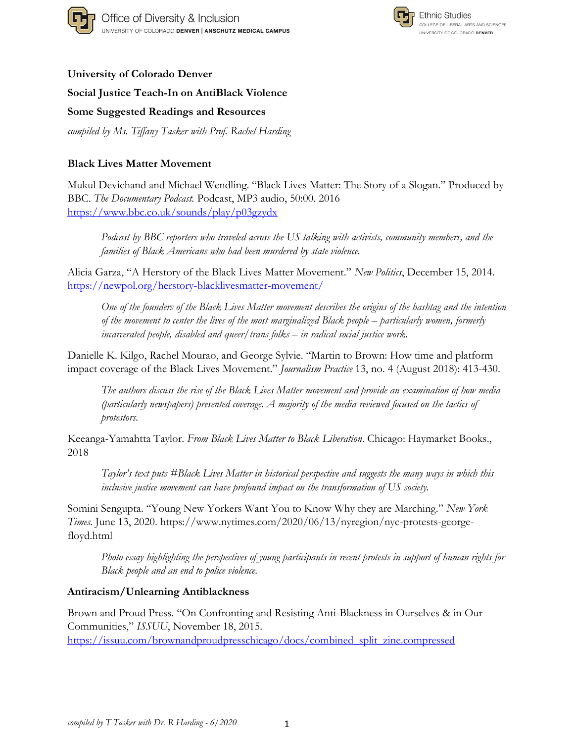**University of Colorado Denver**

**Social Justice Teach-In on AntiBlack Violence**

**Some Suggested Readings and Resources**

*compiled by Ms. Tiffany Tasker with Prof. Rachel Harding*

## Black Lives Matter Movement

Mukul Devichand and Michael Wendling. "Black Lives Matter: The Story of a Slogan." Produced by BBC. *The Documentary Podcast.* Podcast, MP3 audio, 50:00. 2016 https://www.bbc.co.uk/sounds/play/p03gzydx

> *Podcast by BBC reporters who traveled across the US talking with activists, community members, and the families of Black Americans who had been murdered by state violence.*

Alicia Garza, "A Herstory of the Black Lives Matter Movement." *New Politics*, December 15, 2014. https://newpol.org/herstory-blacklivesmatter-movement/

> *One of the founders of the Black Lives Matter movement describes the origins of the hashtag and the intention of the movement to center the lives of the most marginalized Black people – particularly women, formerly incarcerated people, disabled and queer/trans folks – in radical social justice work.*

Danielle K. Kilgo, Rachel Mourao, and George Sylvie. "Martin to Brown: How time and platform impact coverage of the Black Lives Movement." *Journalism Practice* 13, no. 4 (August 2018): 413-430.

> *The authors discuss the rise of the Black Lives Matter movement and provide an examination of how media (particularly newspapers) presented coverage. A majority of the media reviewed focused on the tactics of protestors.*

Keeanga-Yamahtta Taylor. *From Black Lives Matter to Black Liberation*. Chicago: Haymarket Books., 2018

> *Taylor's text puts #Black Lives Matter in historical perspective and suggests the many ways in which this inclusive justice movement can have profound impact on the transformation of US society.*

Somini Sengupta. "Young New Yorkers Want You to Know Why they are Marching." *New York Times*. June 13, 2020. https://www.nytimes.com/2020/06/13/nyregion/nyc-protests-george-floyd.html

> *Photo-essay highlighting the perspectives of young participants in recent protests in support of human rights for Black people and an end to police violence.*

## Antiracism/Unlearning Antiblackness

Brown and Proud Press. "On Confronting and Resisting Anti-Blackness in Ourselves & in Our Communities," *ISSUU*, November 18, 2015. https://issuu.com/brownandproudpresschicago/docs/combined_split_zine.compressed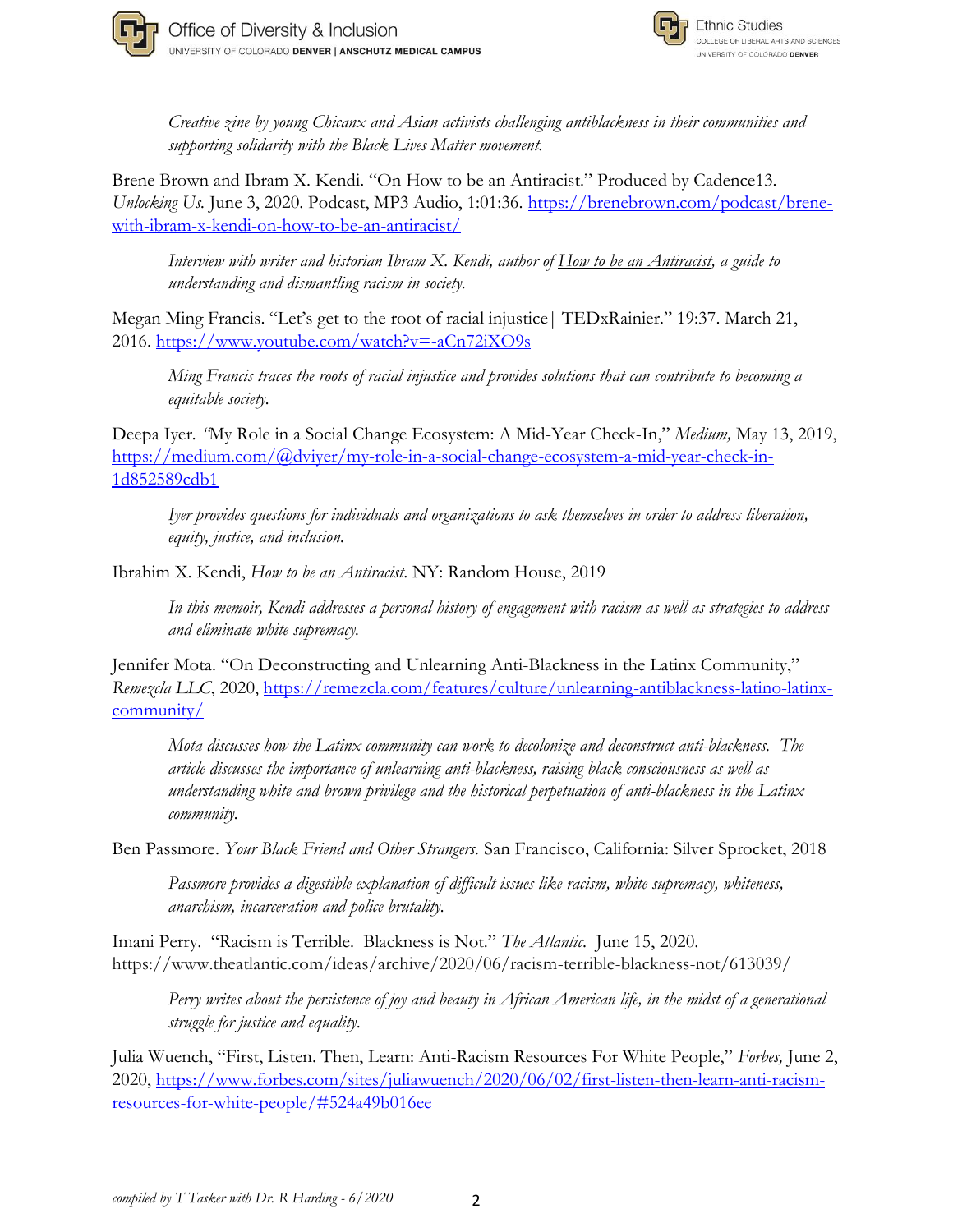*Creative zine by young Chicanx and Asian activists challenging antiblackness in their communities and supporting solidarity with the Black Lives Matter movement.*

Brene Brown and Ibram X. Kendi. "On How to be an Antiracist." Produced by Cadence13. *Unlocking Us.* June 3, 2020. Podcast, MP3 Audio, 1:01:36. https://brenebrown.com/podcast/brene-with-ibram-x-kendi-on-how-to-be-an-antiracist/

> *Interview with writer and historian Ibram X. Kendi, author of How to be an Antiracist, a guide to understanding and dismantling racism in society.*

Megan Ming Francis. "Let's get to the root of racial injustice | TEDxRainier." 19:37. March 21, 2016. https://www.youtube.com/watch?v=-aCn72iXO9s

> *Ming Francis traces the roots of racial injustice and provides solutions that can contribute to becoming a equitable society.*

Deepa Iyer. "My Role in a Social Change Ecosystem: A Mid-Year Check-In," *Medium,* May 13, 2019, https://medium.com/@dviyer/my-role-in-a-social-change-ecosystem-a-mid-year-check-in-1d852589cdb1

> *Iyer provides questions for individuals and organizations to ask themselves in order to address liberation, equity, justice, and inclusion.*

Ibrahim X. Kendi, *How to be an Antiracist.* NY: Random House, 2019

> *In this memoir, Kendi addresses a personal history of engagement with racism as well as strategies to address and eliminate white supremacy.*

Jennifer Mota. "On Deconstructing and Unlearning Anti-Blackness in the Latinx Community," *Remezcla LLC*, 2020, https://remezcla.com/features/culture/unlearning-antiblackness-latino-latinx-community/

> *Mota discusses how the Latinx community can work to decolonize and deconstruct anti-blackness. The article discusses the importance of unlearning anti-blackness, raising black consciousness as well as understanding white and brown privilege and the historical perpetuation of anti-blackness in the Latinx community.*

Ben Passmore. *Your Black Friend and Other Strangers.* San Francisco, California: Silver Sprocket, 2018

> *Passmore provides a digestible explanation of difficult issues like racism, white supremacy, whiteness, anarchism, incarceration and police brutality.*

Imani Perry. "Racism is Terrible. Blackness is Not." *The Atlantic.* June 15, 2020. https://www.theatlantic.com/ideas/archive/2020/06/racism-terrible-blackness-not/613039/

> *Perry writes about the persistence of joy and beauty in African American life, in the midst of a generational struggle for justice and equality.*

Julia Wuench, "First, Listen. Then, Learn: Anti-Racism Resources For White People," *Forbes,* June 2, 2020, https://www.forbes.com/sites/juliawuench/2020/06/02/first-listen-then-learn-anti-racism-resources-for-white-people/#524a49b016ee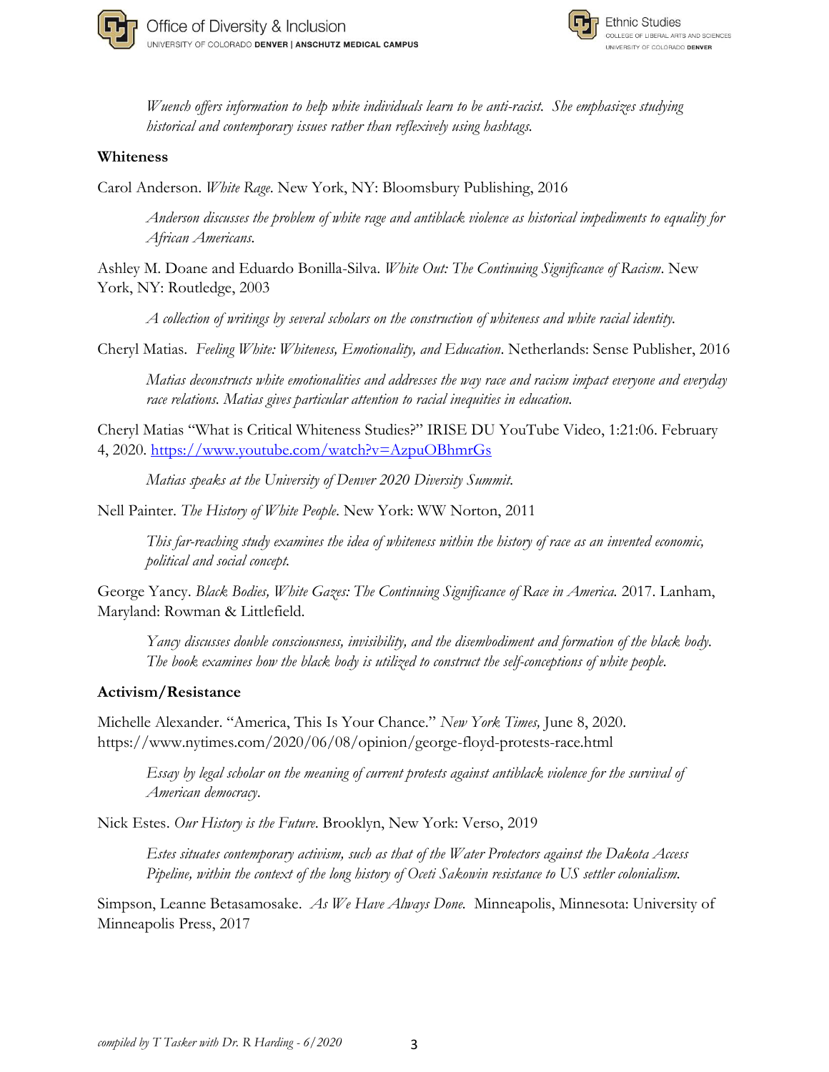*Wuench offers information to help white individuals learn to be anti-racist. She emphasizes studying historical and contemporary issues rather than reflexively using hashtags.*

**Whiteness**

Carol Anderson. *White Rage*. New York, NY: Bloomsbury Publishing, 2016

*Anderson discusses the problem of white rage and antiblack violence as historical impediments to equality for African Americans.*

Ashley M. Doane and Eduardo Bonilla-Silva. *White Out: The Continuing Significance of Racism*. New York, NY: Routledge, 2003

*A collection of writings by several scholars on the construction of whiteness and white racial identity.*

Cheryl Matias. *Feeling White: Whiteness, Emotionality, and Education*. Netherlands: Sense Publisher, 2016

*Matias deconstructs white emotionalities and addresses the way race and racism impact everyone and everyday race relations. Matias gives particular attention to racial inequities in education.*

Cheryl Matias "What is Critical Whiteness Studies?" IRISE DU YouTube Video, 1:21:06. February 4, 2020. [https://www.youtube.com/watch?v=AzpuOBhmrGs](https://www.youtube.com/watch?v=AzpuOBhmrGs)

*Matias speaks at the University of Denver 2020 Diversity Summit.*

Nell Painter. *The History of White People*. New York: WW Norton, 2011

*This far-reaching study examines the idea of whiteness within the history of race as an invented economic, political and social concept.*

George Yancy. *Black Bodies, White Gazes: The Continuing Significance of Race in America.* 2017. Lanham, Maryland: Rowman & Littlefield.

*Yancy discusses double consciousness, invisibility, and the disembodiment and formation of the black body. The book examines how the black body is utilized to construct the self-conceptions of white people.*

**Activism/Resistance**

Michelle Alexander. "America, This Is Your Chance." *New York Times,* June 8, 2020. https://www.nytimes.com/2020/06/08/opinion/george-floyd-protests-race.html

*Essay by legal scholar on the meaning of current protests against antiblack violence for the survival of American democracy.*

Nick Estes. *Our History is the Future*. Brooklyn, New York: Verso, 2019

*Estes situates contemporary activism, such as that of the Water Protectors against the Dakota Access Pipeline, within the context of the long history of Oceti Sakowin resistance to US settler colonialism.*

Simpson, Leanne Betasamosake. *As We Have Always Done.* Minneapolis, Minnesota: University of Minneapolis Press, 2017

*compiled by T Tasker with Dr. R Harding - 6/2020*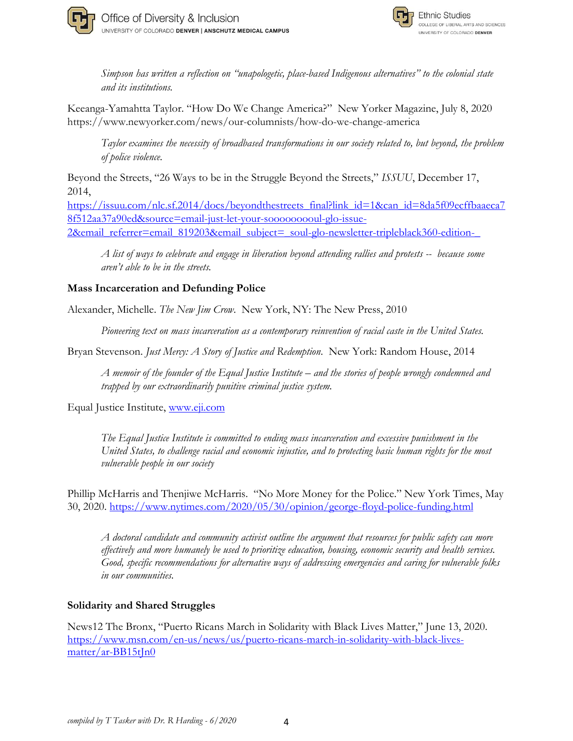*Simpson has written a reflection on "unapologetic, place-based Indigenous alternatives" to the colonial state and its institutions.*

Keeanga-Yamahtta Taylor. "How Do We Change America?" New Yorker Magazine, July 8, 2020 https://www.newyorker.com/news/our-columnists/how-do-we-change-america

*Taylor examines the necessity of broadbased transformations in our society related to, but beyond, the problem of police violence.*

Beyond the Streets, "26 Ways to be in the Struggle Beyond the Streets," *ISSUU*, December 17, 2014, https://issuu.com/nlc.sf.2014/docs/beyondthestreets_final?link_id=1&can_id=8da5f09ecffbaaeca78f512aa37a90ed&source=email-just-let-your-soooooooooul-glo-issue-2&email_referrer=email_819203&email_subject=_soul-glo-newsletter-tripleblack360-edition-_

*A list of ways to celebrate and engage in liberation beyond attending rallies and protests -- because some aren't able to be in the streets.*

**Mass Incarceration and Defunding Police**

Alexander, Michelle. *The New Jim Crow*. New York, NY: The New Press, 2010

*Pioneering text on mass incarceration as a contemporary reinvention of racial caste in the United States.*

Bryan Stevenson. *Just Mercy: A Story of Justice and Redemption*. New York: Random House, 2014

*A memoir of the founder of the Equal Justice Institute – and the stories of people wrongly condemned and trapped by our extraordinarily punitive criminal justice system.*

Equal Justice Institute, www.eji.com

*The Equal Justice Institute is committed to ending mass incarceration and excessive punishment in the United States, to challenge racial and economic injustice, and to protecting basic human rights for the most vulnerable people in our society*

Phillip McHarris and Thenjiwe McHarris. "No More Money for the Police." New York Times, May 30, 2020. https://www.nytimes.com/2020/05/30/opinion/george-floyd-police-funding.html

*A doctoral candidate and community activist outline the argument that resources for public safety can more effectively and more humanely be used to prioritize education, housing, economic security and health services. Good, specific recommendations for alternative ways of addressing emergencies and caring for vulnerable folks in our communities.*

**Solidarity and Shared Struggles**

News12 The Bronx, "Puerto Ricans March in Solidarity with Black Lives Matter," June 13, 2020. https://www.msn.com/en-us/news/us/puerto-ricans-march-in-solidarity-with-black-lives-matter/ar-BB15tJn0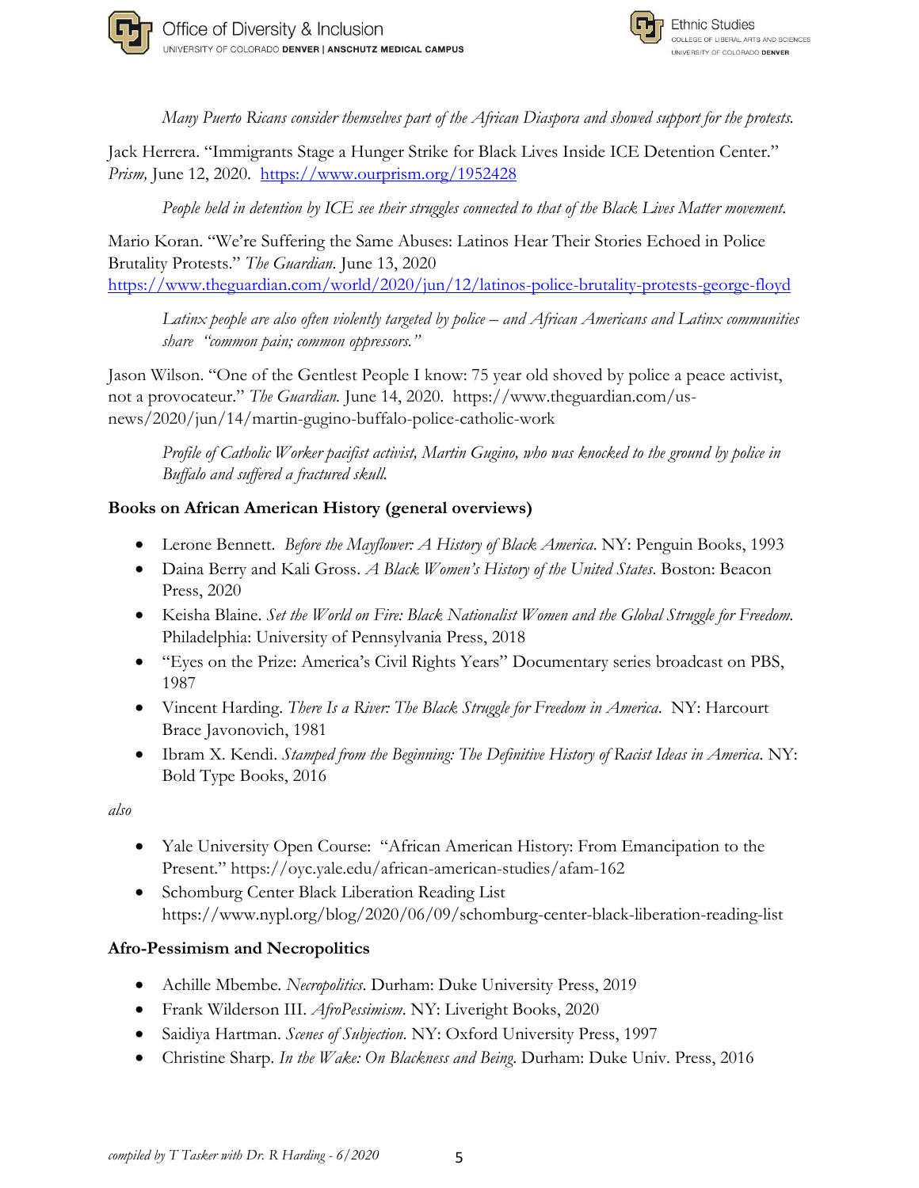*Many Puerto Ricans consider themselves part of the African Diaspora and showed support for the protests.*

Jack Herrera. "Immigrants Stage a Hunger Strike for Black Lives Inside ICE Detention Center." *Prism,* June 12, 2020. https://www.ourprism.org/1952428

*People held in detention by ICE see their struggles connected to that of the Black Lives Matter movement.*

Mario Koran. "We're Suffering the Same Abuses: Latinos Hear Their Stories Echoed in Police Brutality Protests." *The Guardian.* June 13, 2020 https://www.theguardian.com/world/2020/jun/12/latinos-police-brutality-protests-george-floyd

*Latinx people are also often violently targeted by police – and African Americans and Latinx communities share "common pain; common oppressors."*

Jason Wilson. "One of the Gentlest People I know: 75 year old shoved by police a peace activist, not a provocateur." *The Guardian.* June 14, 2020. https://www.theguardian.com/us-news/2020/jun/14/martin-gugino-buffalo-police-catholic-work

*Profile of Catholic Worker pacifist activist, Martin Gugino, who was knocked to the ground by police in Buffalo and suffered a fractured skull.*

**Books on African American History (general overviews)**

- Lerone Bennett. *Before the Mayflower: A History of Black America*. NY: Penguin Books, 1993
- Daina Berry and Kali Gross. *A Black Women's History of the United States*. Boston: Beacon Press, 2020
- Keisha Blaine. *Set the World on Fire: Black Nationalist Women and the Global Struggle for Freedom.* Philadelphia: University of Pennsylvania Press, 2018
- "Eyes on the Prize: America's Civil Rights Years" Documentary series broadcast on PBS, 1987
- Vincent Harding. *There Is a River: The Black Struggle for Freedom in America*. NY: Harcourt Brace Javonovich, 1981
- Ibram X. Kendi. *Stamped from the Beginning: The Definitive History of Racist Ideas in America*. NY: Bold Type Books, 2016

*also*

- Yale University Open Course: "African American History: From Emancipation to the Present." https://oyc.yale.edu/african-american-studies/afam-162
- Schomburg Center Black Liberation Reading List https://www.nypl.org/blog/2020/06/09/schomburg-center-black-liberation-reading-list

**Afro-Pessimism and Necropolitics**

- Achille Mbembe. *Necropolitics*. Durham: Duke University Press, 2019
- Frank Wilderson III. *AfroPessimism*. NY: Liveright Books, 2020
- Saidiya Hartman. *Scenes of Subjection*. NY: Oxford University Press, 1997
- Christine Sharp. *In the Wake: On Blackness and Being*. Durham: Duke Univ. Press, 2016

*compiled by T Tasker with Dr. R Harding - 6/2020*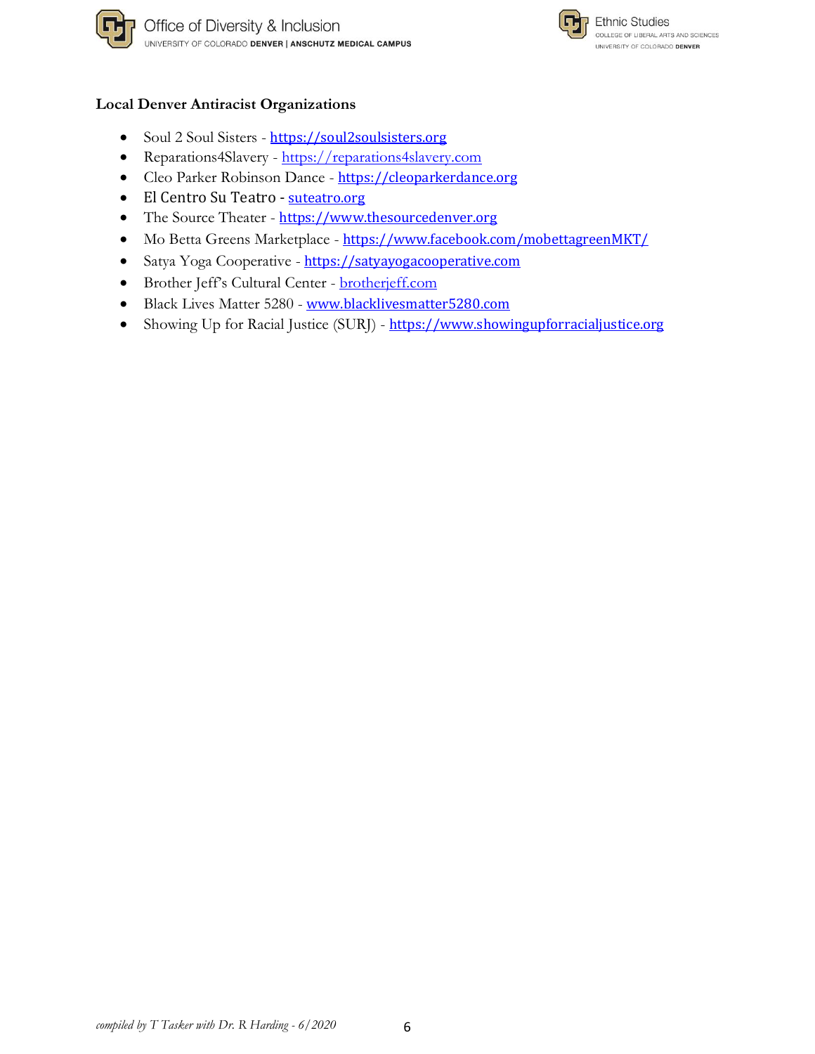**Local Denver Antiracist Organizations**

- Soul 2 Soul Sisters - https://soul2soulsisters.org
- Reparations4Slavery - https://reparations4slavery.com
- Cleo Parker Robinson Dance - https://cleoparkerdance.org
- El Centro Su Teatro - suteatro.org
- The Source Theater - https://www.thesourcedenver.org
- Mo Betta Greens Marketplace - https://www.facebook.com/mobettagreenMKT/
- Satya Yoga Cooperative - https://satyayogacooperative.com
- Brother Jeff's Cultural Center - brotherjeff.com
- Black Lives Matter 5280 - www.blacklivesmatter5280.com
- Showing Up for Racial Justice (SURJ) - https://www.showingupforracialjustice.org

*compiled by T Tasker with Dr. R Harding - 6/2020*